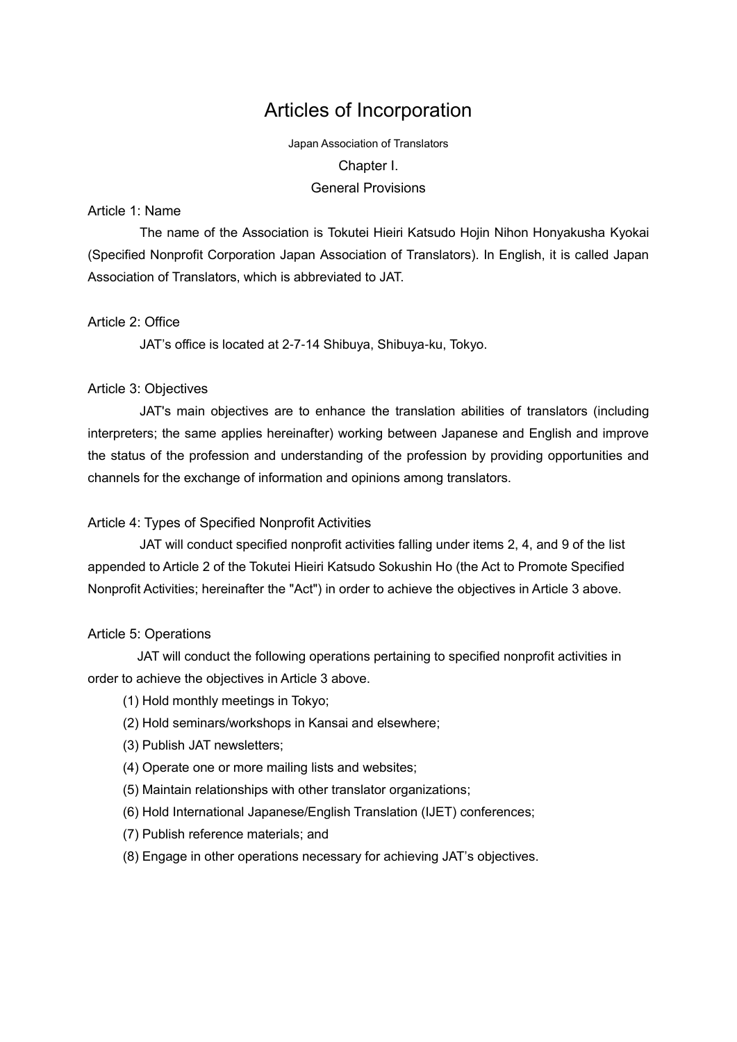# Articles of Incorporation

Japan Association of Translators

## Chapter I.
## General Provisions

### Article 1: Name

The name of the Association is Tokutei Hieiri Katsudo Hojin Nihon Honyakusha Kyokai (Specified Nonprofit Corporation Japan Association of Translators). In English, it is called Japan Association of Translators, which is abbreviated to JAT.

### Article 2: Office

JAT's office is located at 2-7-14 Shibuya, Shibuya-ku, Tokyo.

### Article 3: Objectives

JAT's main objectives are to enhance the translation abilities of translators (including interpreters; the same applies hereinafter) working between Japanese and English and improve the status of the profession and understanding of the profession by providing opportunities and channels for the exchange of information and opinions among translators.

### Article 4: Types of Specified Nonprofit Activities

JAT will conduct specified nonprofit activities falling under items 2, 4, and 9 of the list appended to Article 2 of the Tokutei Hieiri Katsudo Sokushin Ho (the Act to Promote Specified Nonprofit Activities; hereinafter the "Act") in order to achieve the objectives in Article 3 above.

### Article 5: Operations

JAT will conduct the following operations pertaining to specified nonprofit activities in order to achieve the objectives in Article 3 above.

(1) Hold monthly meetings in Tokyo;

(2) Hold seminars/workshops in Kansai and elsewhere;

(3) Publish JAT newsletters;

(4) Operate one or more mailing lists and websites;

(5) Maintain relationships with other translator organizations;

(6) Hold International Japanese/English Translation (IJET) conferences;

(7) Publish reference materials; and

(8) Engage in other operations necessary for achieving JAT's objectives.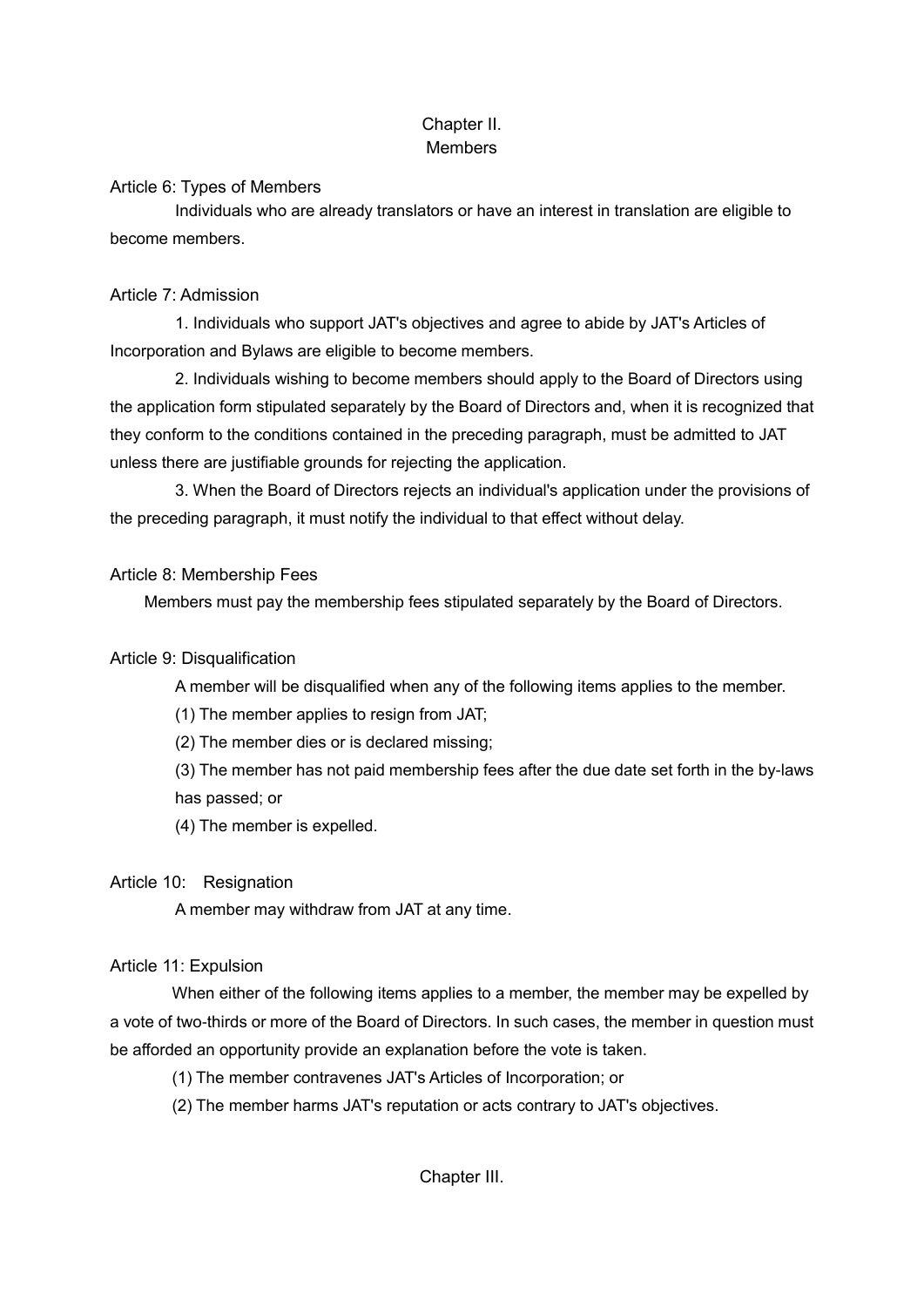## Chapter II.
## Members

### Article 6: Types of Members

Individuals who are already translators or have an interest in translation are eligible to become members.

### Article 7: Admission

1. Individuals who support JAT's objectives and agree to abide by JAT's Articles of Incorporation and Bylaws are eligible to become members.

2. Individuals wishing to become members should apply to the Board of Directors using the application form stipulated separately by the Board of Directors and, when it is recognized that they conform to the conditions contained in the preceding paragraph, must be admitted to JAT unless there are justifiable grounds for rejecting the application.

3. When the Board of Directors rejects an individual's application under the provisions of the preceding paragraph, it must notify the individual to that effect without delay.

### Article 8: Membership Fees

Members must pay the membership fees stipulated separately by the Board of Directors.

### Article 9: Disqualification

A member will be disqualified when any of the following items applies to the member.

(1) The member applies to resign from JAT;

(2) The member dies or is declared missing;

(3) The member has not paid membership fees after the due date set forth in the by-laws has passed; or

(4) The member is expelled.

### Article 10: Resignation

A member may withdraw from JAT at any time.

### Article 11: Expulsion

When either of the following items applies to a member, the member may be expelled by a vote of two-thirds or more of the Board of Directors. In such cases, the member in question must be afforded an opportunity provide an explanation before the vote is taken.

(1) The member contravenes JAT's Articles of Incorporation; or

(2) The member harms JAT's reputation or acts contrary to JAT's objectives.

## Chapter III.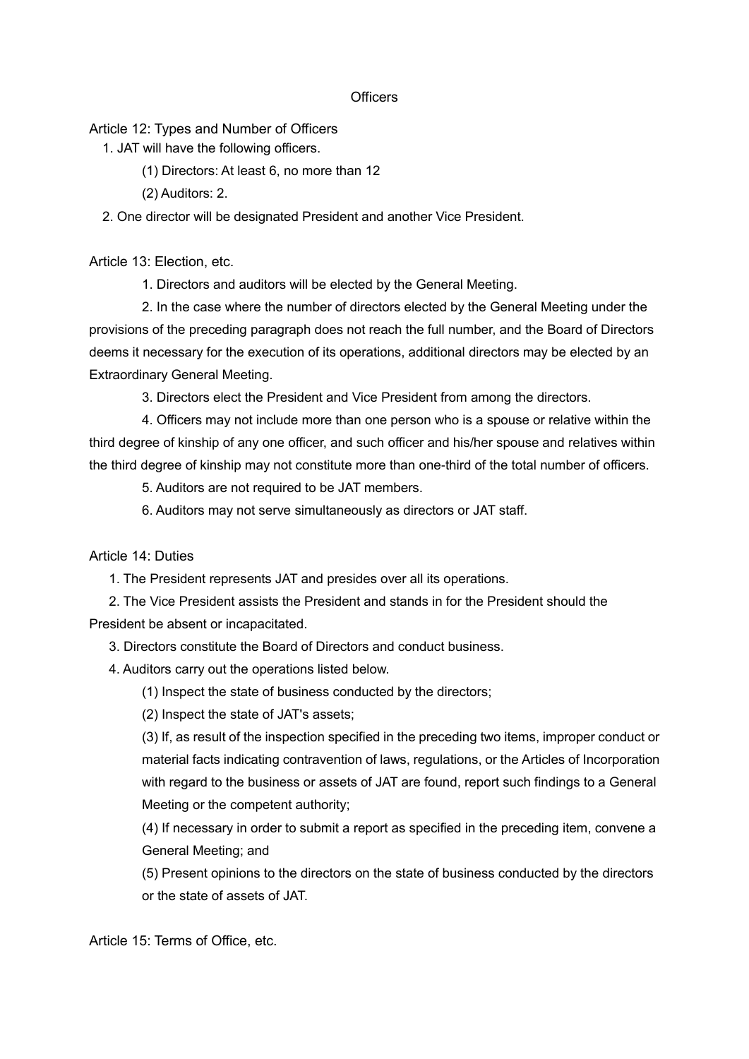## Officers

### Article 12: Types and Number of Officers

1. JAT will have the following officers.
   - (1) Directors: At least 6, no more than 12
   - (2) Auditors: 2.
2. One director will be designated President and another Vice President.

### Article 13: Election, etc.

1. Directors and auditors will be elected by the General Meeting.
2. In the case where the number of directors elected by the General Meeting under the provisions of the preceding paragraph does not reach the full number, and the Board of Directors deems it necessary for the execution of its operations, additional directors may be elected by an Extraordinary General Meeting.
3. Directors elect the President and Vice President from among the directors.
4. Officers may not include more than one person who is a spouse or relative within the third degree of kinship of any one officer, and such officer and his/her spouse and relatives within the third degree of kinship may not constitute more than one-third of the total number of officers.
5. Auditors are not required to be JAT members.
6. Auditors may not serve simultaneously as directors or JAT staff.

### Article 14: Duties

1. The President represents JAT and presides over all its operations.
2. The Vice President assists the President and stands in for the President should the President be absent or incapacitated.
3. Directors constitute the Board of Directors and conduct business.
4. Auditors carry out the operations listed below.
   - (1) Inspect the state of business conducted by the directors;
   - (2) Inspect the state of JAT's assets;
   - (3) If, as result of the inspection specified in the preceding two items, improper conduct or material facts indicating contravention of laws, regulations, or the Articles of Incorporation with regard to the business or assets of JAT are found, report such findings to a General Meeting or the competent authority;
   - (4) If necessary in order to submit a report as specified in the preceding item, convene a General Meeting; and
   - (5) Present opinions to the directors on the state of business conducted by the directors or the state of assets of JAT.

### Article 15: Terms of Office, etc.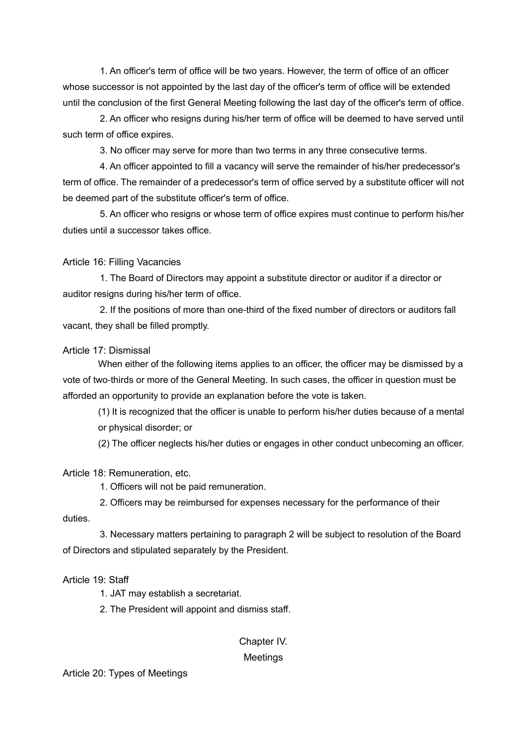1. An officer's term of office will be two years. However, the term of office of an officer whose successor is not appointed by the last day of the officer's term of office will be extended until the conclusion of the first General Meeting following the last day of the officer's term of office.

2. An officer who resigns during his/her term of office will be deemed to have served until such term of office expires.

3. No officer may serve for more than two terms in any three consecutive terms.

4. An officer appointed to fill a vacancy will serve the remainder of his/her predecessor's term of office. The remainder of a predecessor's term of office served by a substitute officer will not be deemed part of the substitute officer's term of office.

5. An officer who resigns or whose term of office expires must continue to perform his/her duties until a successor takes office.

Article 16: Filling Vacancies

1. The Board of Directors may appoint a substitute director or auditor if a director or auditor resigns during his/her term of office.

2. If the positions of more than one-third of the fixed number of directors or auditors fall vacant, they shall be filled promptly.

Article 17: Dismissal

When either of the following items applies to an officer, the officer may be dismissed by a vote of two-thirds or more of the General Meeting. In such cases, the officer in question must be afforded an opportunity to provide an explanation before the vote is taken.

(1) It is recognized that the officer is unable to perform his/her duties because of a mental or physical disorder; or

(2) The officer neglects his/her duties or engages in other conduct unbecoming an officer.

Article 18: Remuneration, etc.

1. Officers will not be paid remuneration.

2. Officers may be reimbursed for expenses necessary for the performance of their duties.

3. Necessary matters pertaining to paragraph 2 will be subject to resolution of the Board of Directors and stipulated separately by the President.

Article 19: Staff

1. JAT may establish a secretariat.

2. The President will appoint and dismiss staff.

## Chapter IV.
## Meetings

Article 20: Types of Meetings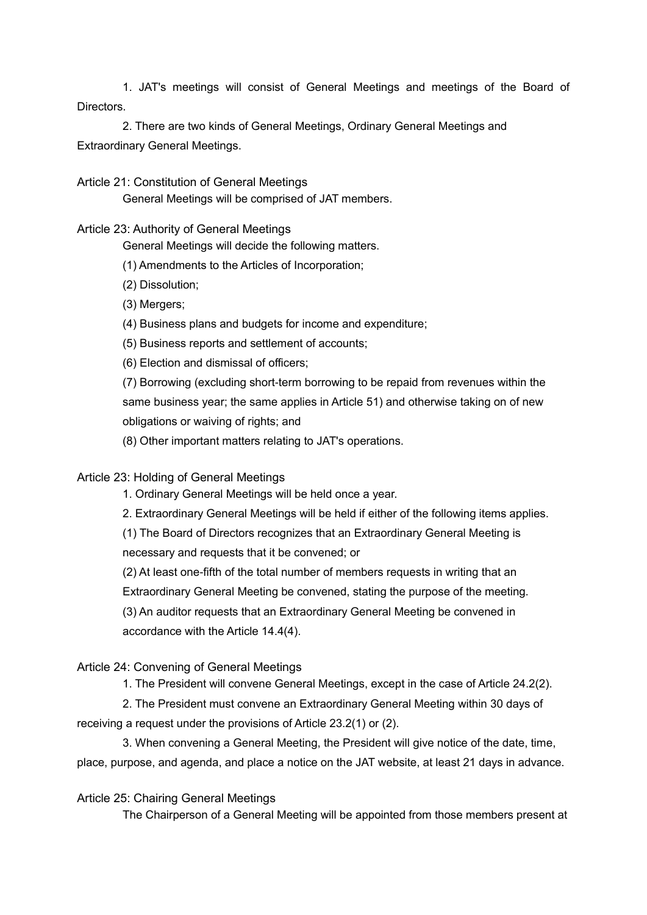1. JAT's meetings will consist of General Meetings and meetings of the Board of Directors.

2. There are two kinds of General Meetings, Ordinary General Meetings and Extraordinary General Meetings.

### Article 21: Constitution of General Meetings

General Meetings will be comprised of JAT members.

### Article 23: Authority of General Meetings

General Meetings will decide the following matters.

(1) Amendments to the Articles of Incorporation;

(2) Dissolution;

(3) Mergers;

(4) Business plans and budgets for income and expenditure;

(5) Business reports and settlement of accounts;

(6) Election and dismissal of officers;

(7) Borrowing (excluding short-term borrowing to be repaid from revenues within the same business year; the same applies in Article 51) and otherwise taking on of new obligations or waiving of rights; and

(8) Other important matters relating to JAT's operations.

### Article 23: Holding of General Meetings

1. Ordinary General Meetings will be held once a year.

2. Extraordinary General Meetings will be held if either of the following items applies.

(1) The Board of Directors recognizes that an Extraordinary General Meeting is necessary and requests that it be convened; or

(2) At least one-fifth of the total number of members requests in writing that an Extraordinary General Meeting be convened, stating the purpose of the meeting.

(3) An auditor requests that an Extraordinary General Meeting be convened in accordance with the Article 14.4(4).

### Article 24: Convening of General Meetings

1. The President will convene General Meetings, except in the case of Article 24.2(2).

2. The President must convene an Extraordinary General Meeting within 30 days of receiving a request under the provisions of Article 23.2(1) or (2).

3. When convening a General Meeting, the President will give notice of the date, time, place, purpose, and agenda, and place a notice on the JAT website, at least 21 days in advance.

### Article 25: Chairing General Meetings

The Chairperson of a General Meeting will be appointed from those members present at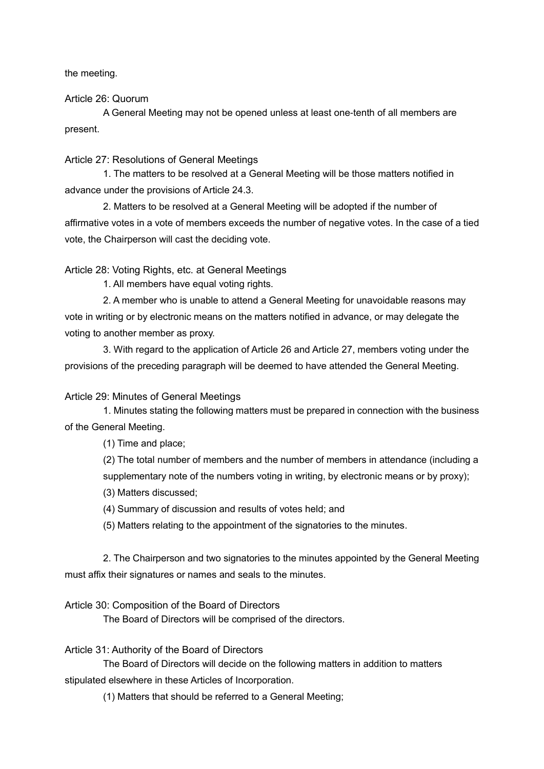the meeting.

Article 26: Quorum

A General Meeting may not be opened unless at least one-tenth of all members are present.

Article 27: Resolutions of General Meetings

1. The matters to be resolved at a General Meeting will be those matters notified in advance under the provisions of Article 24.3.

2. Matters to be resolved at a General Meeting will be adopted if the number of affirmative votes in a vote of members exceeds the number of negative votes. In the case of a tied vote, the Chairperson will cast the deciding vote.

Article 28: Voting Rights, etc. at General Meetings

1. All members have equal voting rights.

2. A member who is unable to attend a General Meeting for unavoidable reasons may vote in writing or by electronic means on the matters notified in advance, or may delegate the voting to another member as proxy.

3. With regard to the application of Article 26 and Article 27, members voting under the provisions of the preceding paragraph will be deemed to have attended the General Meeting.

Article 29: Minutes of General Meetings

1. Minutes stating the following matters must be prepared in connection with the business of the General Meeting.

(1) Time and place;

(2) The total number of members and the number of members in attendance (including a supplementary note of the numbers voting in writing, by electronic means or by proxy);

(3) Matters discussed;

(4) Summary of discussion and results of votes held; and

(5) Matters relating to the appointment of the signatories to the minutes.

2. The Chairperson and two signatories to the minutes appointed by the General Meeting must affix their signatures or names and seals to the minutes.

Article 30: Composition of the Board of Directors

The Board of Directors will be comprised of the directors.

Article 31: Authority of the Board of Directors

The Board of Directors will decide on the following matters in addition to matters stipulated elsewhere in these Articles of Incorporation.

(1) Matters that should be referred to a General Meeting;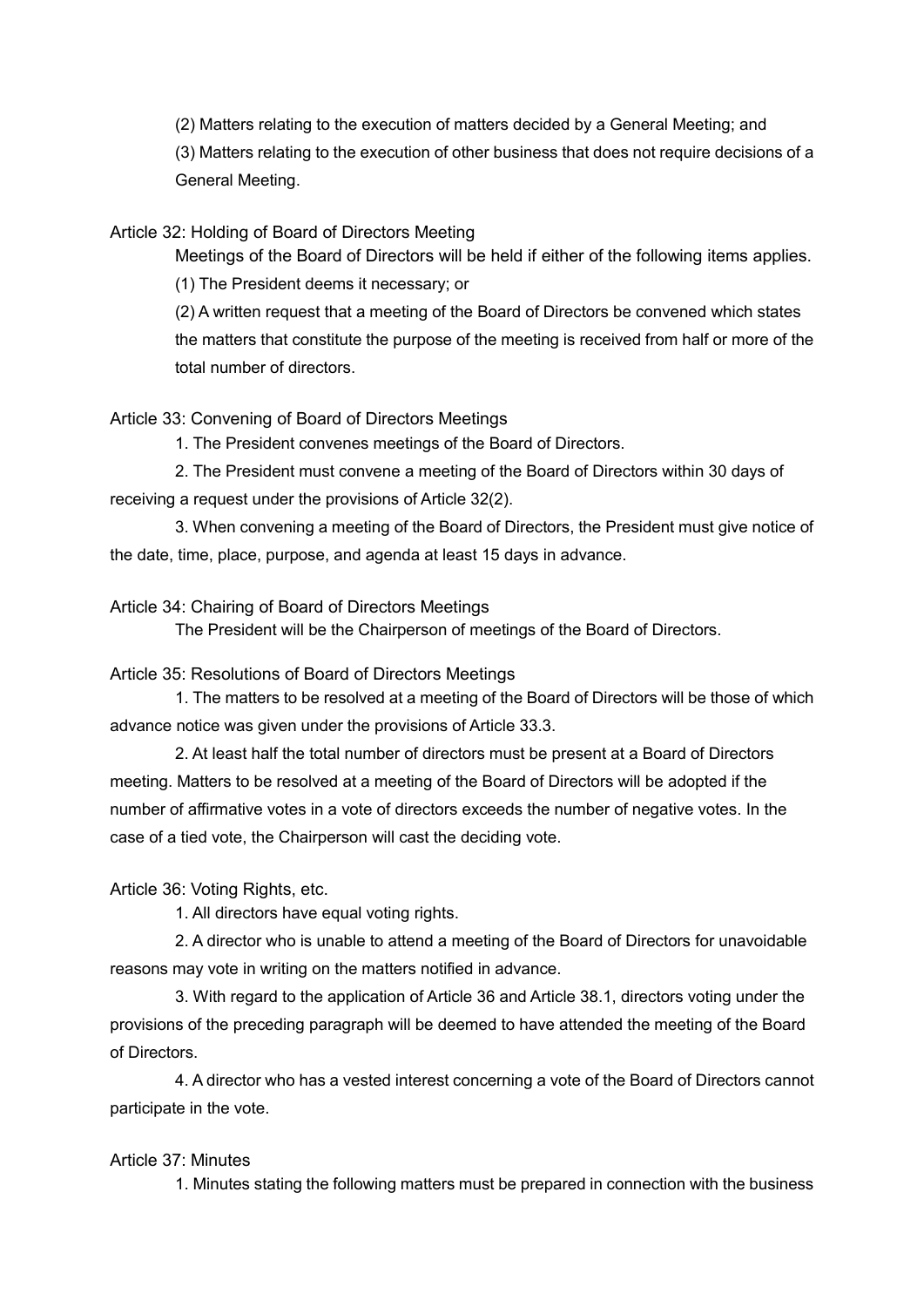(2) Matters relating to the execution of matters decided by a General Meeting; and

(3) Matters relating to the execution of other business that does not require decisions of a General Meeting.

Article 32: Holding of Board of Directors Meeting

Meetings of the Board of Directors will be held if either of the following items applies.

(1) The President deems it necessary; or

(2) A written request that a meeting of the Board of Directors be convened which states the matters that constitute the purpose of the meeting is received from half or more of the total number of directors.

Article 33: Convening of Board of Directors Meetings

1. The President convenes meetings of the Board of Directors.

2. The President must convene a meeting of the Board of Directors within 30 days of receiving a request under the provisions of Article 32(2).

3. When convening a meeting of the Board of Directors, the President must give notice of the date, time, place, purpose, and agenda at least 15 days in advance.

Article 34: Chairing of Board of Directors Meetings

The President will be the Chairperson of meetings of the Board of Directors.

Article 35: Resolutions of Board of Directors Meetings

1. The matters to be resolved at a meeting of the Board of Directors will be those of which advance notice was given under the provisions of Article 33.3.

2. At least half the total number of directors must be present at a Board of Directors meeting. Matters to be resolved at a meeting of the Board of Directors will be adopted if the number of affirmative votes in a vote of directors exceeds the number of negative votes. In the case of a tied vote, the Chairperson will cast the deciding vote.

Article 36: Voting Rights, etc.

1. All directors have equal voting rights.

2. A director who is unable to attend a meeting of the Board of Directors for unavoidable reasons may vote in writing on the matters notified in advance.

3. With regard to the application of Article 36 and Article 38.1, directors voting under the provisions of the preceding paragraph will be deemed to have attended the meeting of the Board of Directors.

4. A director who has a vested interest concerning a vote of the Board of Directors cannot participate in the vote.

Article 37: Minutes

1. Minutes stating the following matters must be prepared in connection with the business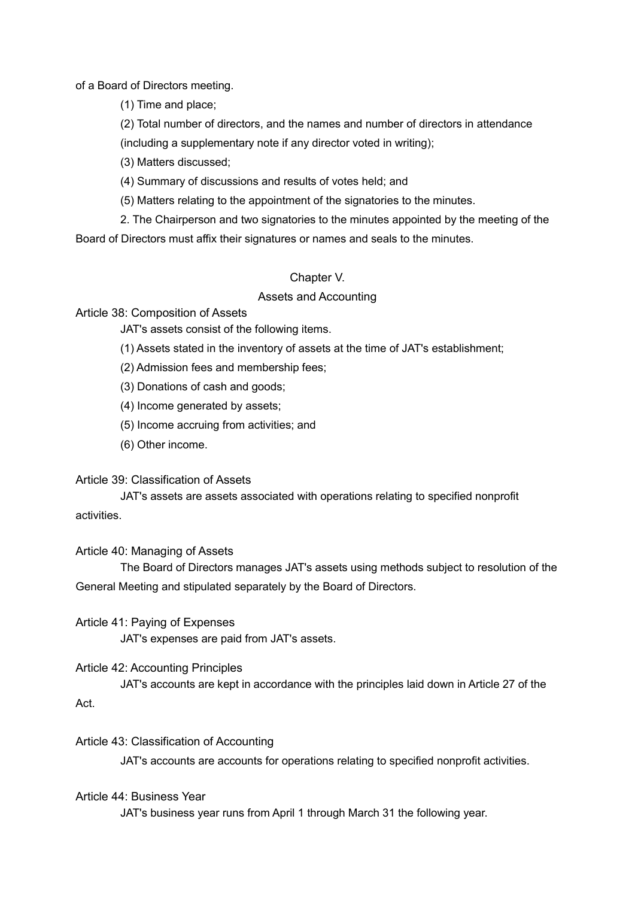of a Board of Directors meeting.

(1) Time and place;

(2) Total number of directors, and the names and number of directors in attendance (including a supplementary note if any director voted in writing);

(3) Matters discussed;

(4) Summary of discussions and results of votes held; and

(5) Matters relating to the appointment of the signatories to the minutes.

2. The Chairperson and two signatories to the minutes appointed by the meeting of the Board of Directors must affix their signatures or names and seals to the minutes.

## Chapter V.
## Assets and Accounting

Article 38: Composition of Assets

JAT's assets consist of the following items.

(1) Assets stated in the inventory of assets at the time of JAT's establishment;

(2) Admission fees and membership fees;

(3) Donations of cash and goods;

(4) Income generated by assets;

(5) Income accruing from activities; and

(6) Other income.

Article 39: Classification of Assets

JAT's assets are assets associated with operations relating to specified nonprofit activities.

Article 40: Managing of Assets

The Board of Directors manages JAT's assets using methods subject to resolution of the General Meeting and stipulated separately by the Board of Directors.

Article 41: Paying of Expenses

JAT's expenses are paid from JAT's assets.

Article 42: Accounting Principles

JAT's accounts are kept in accordance with the principles laid down in Article 27 of the Act.

Article 43: Classification of Accounting

JAT's accounts are accounts for operations relating to specified nonprofit activities.

Article 44: Business Year

JAT's business year runs from April 1 through March 31 the following year.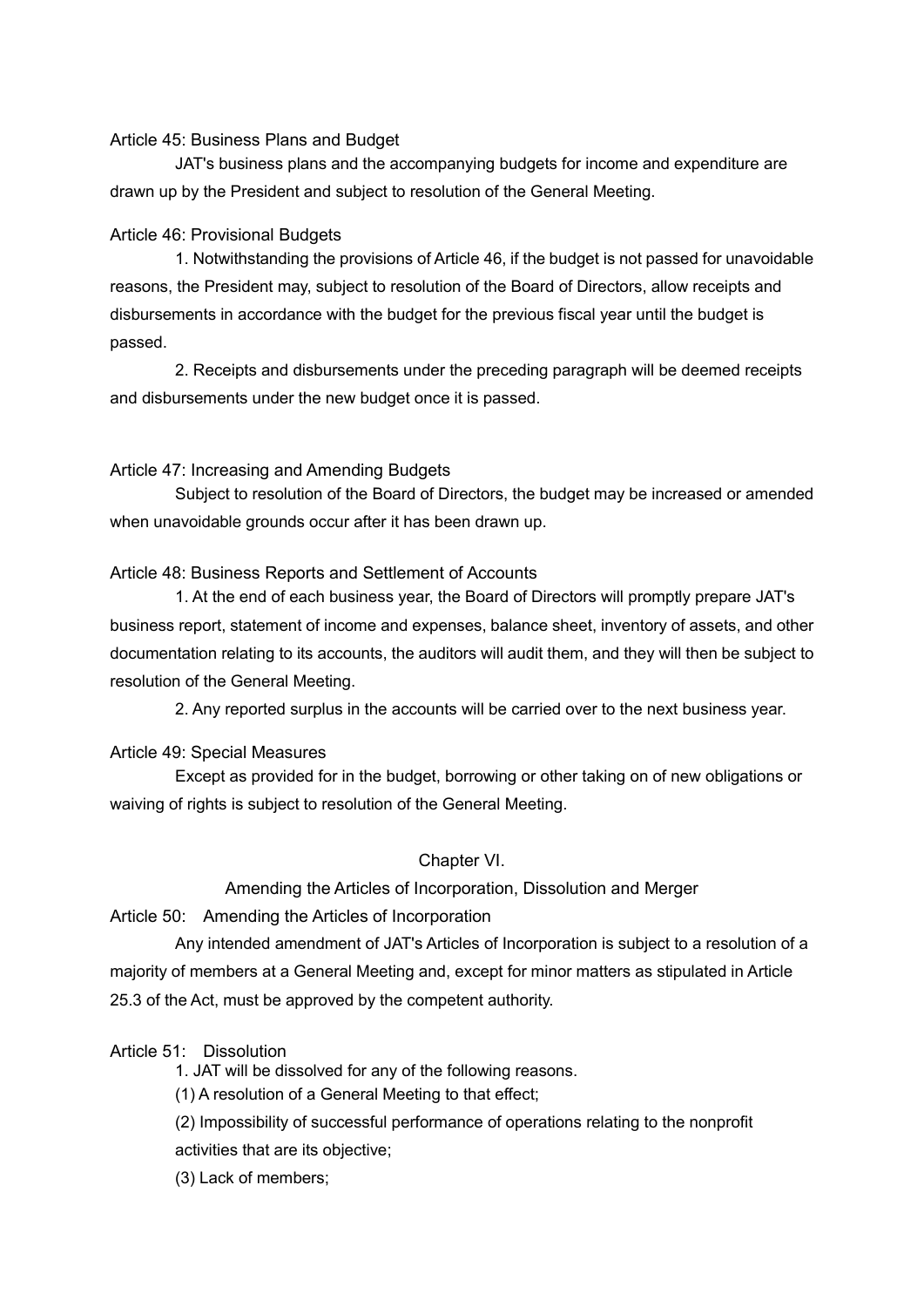Article 45: Business Plans and Budget

JAT's business plans and the accompanying budgets for income and expenditure are drawn up by the President and subject to resolution of the General Meeting.

Article 46: Provisional Budgets

1. Notwithstanding the provisions of Article 46, if the budget is not passed for unavoidable reasons, the President may, subject to resolution of the Board of Directors, allow receipts and disbursements in accordance with the budget for the previous fiscal year until the budget is passed.

2. Receipts and disbursements under the preceding paragraph will be deemed receipts and disbursements under the new budget once it is passed.

Article 47: Increasing and Amending Budgets

Subject to resolution of the Board of Directors, the budget may be increased or amended when unavoidable grounds occur after it has been drawn up.

Article 48: Business Reports and Settlement of Accounts

1. At the end of each business year, the Board of Directors will promptly prepare JAT's business report, statement of income and expenses, balance sheet, inventory of assets, and other documentation relating to its accounts, the auditors will audit them, and they will then be subject to resolution of the General Meeting.

2. Any reported surplus in the accounts will be carried over to the next business year.

Article 49: Special Measures

Except as provided for in the budget, borrowing or other taking on of new obligations or waiving of rights is subject to resolution of the General Meeting.

## Chapter VI.

## Amending the Articles of Incorporation, Dissolution and Merger

Article 50: Amending the Articles of Incorporation

Any intended amendment of JAT's Articles of Incorporation is subject to a resolution of a majority of members at a General Meeting and, except for minor matters as stipulated in Article 25.3 of the Act, must be approved by the competent authority.

Article 51: Dissolution

1. JAT will be dissolved for any of the following reasons.

(1) A resolution of a General Meeting to that effect;

(2) Impossibility of successful performance of operations relating to the nonprofit activities that are its objective;

(3) Lack of members;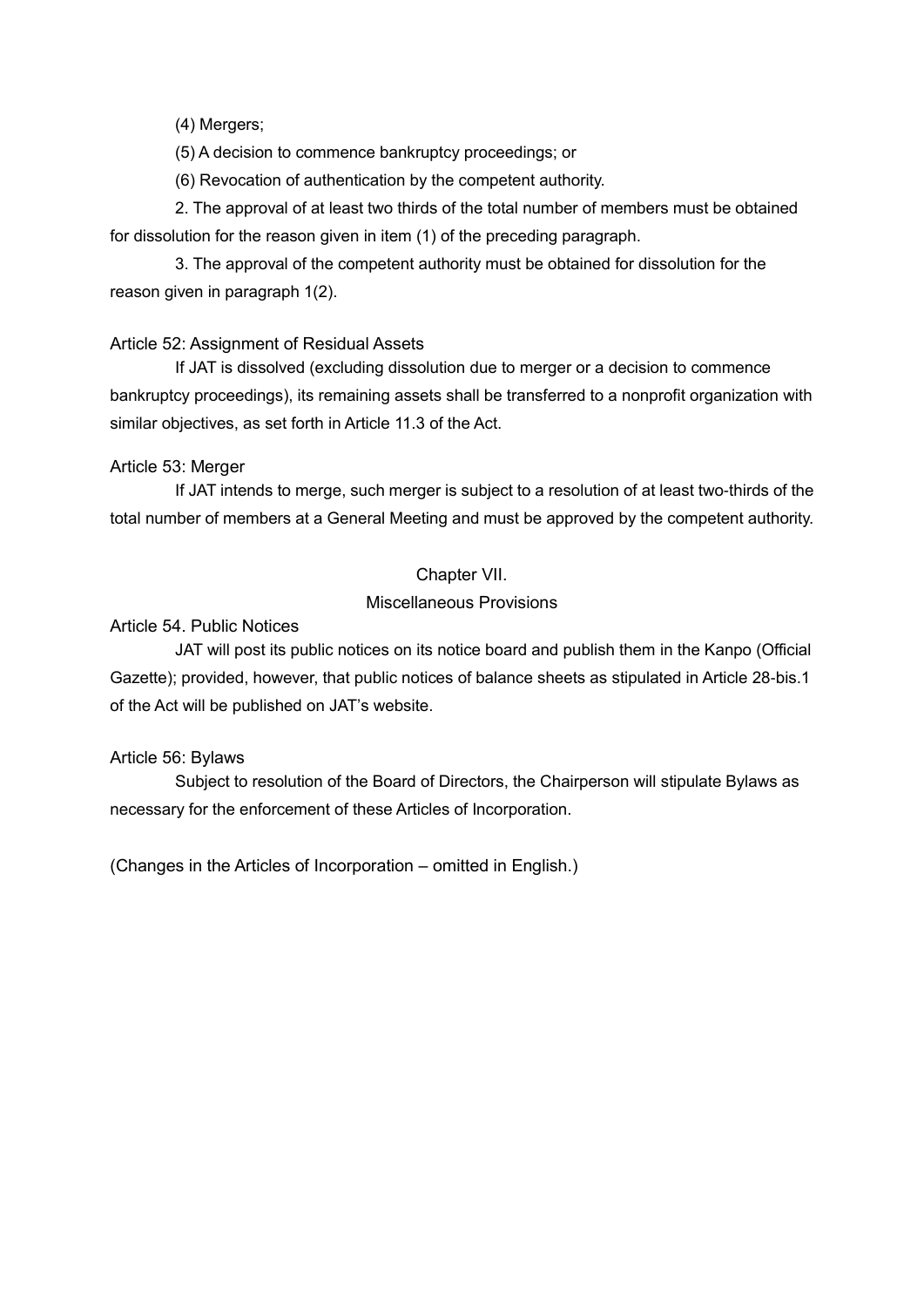(4) Mergers;

(5) A decision to commence bankruptcy proceedings; or

(6) Revocation of authentication by the competent authority.

2. The approval of at least two thirds of the total number of members must be obtained for dissolution for the reason given in item (1) of the preceding paragraph.

3. The approval of the competent authority must be obtained for dissolution for the reason given in paragraph 1(2).

Article 52: Assignment of Residual Assets

If JAT is dissolved (excluding dissolution due to merger or a decision to commence bankruptcy proceedings), its remaining assets shall be transferred to a nonprofit organization with similar objectives, as set forth in Article 11.3 of the Act.

Article 53: Merger

If JAT intends to merge, such merger is subject to a resolution of at least two-thirds of the total number of members at a General Meeting and must be approved by the competent authority.

## Chapter VII.

## Miscellaneous Provisions

Article 54. Public Notices

JAT will post its public notices on its notice board and publish them in the Kanpo (Official Gazette); provided, however, that public notices of balance sheets as stipulated in Article 28-bis.1 of the Act will be published on JAT's website.

Article 56: Bylaws

Subject to resolution of the Board of Directors, the Chairperson will stipulate Bylaws as necessary for the enforcement of these Articles of Incorporation.

(Changes in the Articles of Incorporation – omitted in English.)